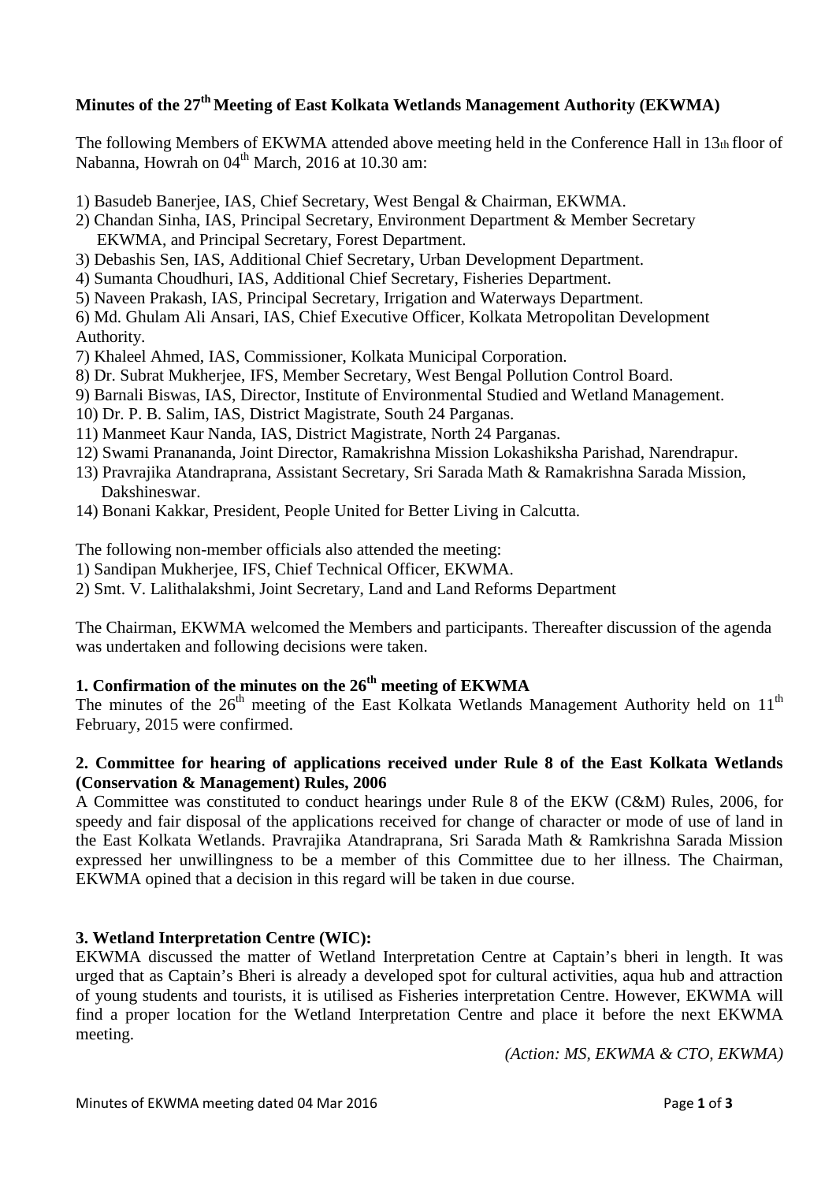## Minutes of the 27th Meeting of East Kolkata Wetlands Management Authority (EKWMA)

The following Members of EKWMA attended above meeting held in the Conference Hall in 13th floor of Nabanna, Howrah on 04th March, 2016 at 10.30 am:

1) Basudeb Banerjee, IAS, Chief Secretary, West Bengal & Chairman, EKWMA.
2) Chandan Sinha, IAS, Principal Secretary, Environment Department & Member Secretary EKWMA, and Principal Secretary, Forest Department.
3) Debashis Sen, IAS, Additional Chief Secretary, Urban Development Department.
4) Sumanta Choudhuri, IAS, Additional Chief Secretary, Fisheries Department.
5) Naveen Prakash, IAS, Principal Secretary, Irrigation and Waterways Department.
6) Md. Ghulam Ali Ansari, IAS, Chief Executive Officer, Kolkata Metropolitan Development Authority.
7) Khaleel Ahmed, IAS, Commissioner, Kolkata Municipal Corporation.
8) Dr. Subrat Mukherjee, IFS, Member Secretary, West Bengal Pollution Control Board.
9) Barnali Biswas, IAS, Director, Institute of Environmental Studied and Wetland Management.
10) Dr. P. B. Salim, IAS, District Magistrate, South 24 Parganas.
11) Manmeet Kaur Nanda, IAS, District Magistrate, North 24 Parganas.
12) Swami Prananandа, Joint Director, Ramakrishna Mission Lokashiksha Parishad, Narendrapur.
13) Pravrajika Atandraprana, Assistant Secretary, Sri Sarada Math & Ramakrishna Sarada Mission, Dakshineswar.
14) Bonani Kakkar, President, People United for Better Living in Calcutta.

The following non-member officials also attended the meeting:
1) Sandipan Mukherjee, IFS, Chief Technical Officer, EKWMA.
2) Smt. V. Lalithalakshmi, Joint Secretary, Land and Land Reforms Department

The Chairman, EKWMA welcomed the Members and participants. Thereafter discussion of the agenda was undertaken and following decisions were taken.

### 1. Confirmation of the minutes on the 26th meeting of EKWMA

The minutes of the 26th meeting of the East Kolkata Wetlands Management Authority held on 11th February, 2015 were confirmed.

### 2. Committee for hearing of applications received under Rule 8 of the East Kolkata Wetlands (Conservation & Management) Rules, 2006

A Committee was constituted to conduct hearings under Rule 8 of the EKW (C&M) Rules, 2006, for speedy and fair disposal of the applications received for change of character or mode of use of land in the East Kolkata Wetlands. Pravrajika Atandraprana, Sri Sarada Math & Ramkrishna Sarada Mission expressed her unwillingness to be a member of this Committee due to her illness. The Chairman, EKWMA opined that a decision in this regard will be taken in due course.

### 3. Wetland Interpretation Centre (WIC):

EKWMA discussed the matter of Wetland Interpretation Centre at Captain's bheri in length. It was urged that as Captain's Bheri is already a developed spot for cultural activities, aqua hub and attraction of young students and tourists, it is utilised as Fisheries interpretation Centre. However, EKWMA will find a proper location for the Wetland Interpretation Centre and place it before the next EKWMA meeting.

*(Action: MS, EKWMA & CTO, EKWMA)*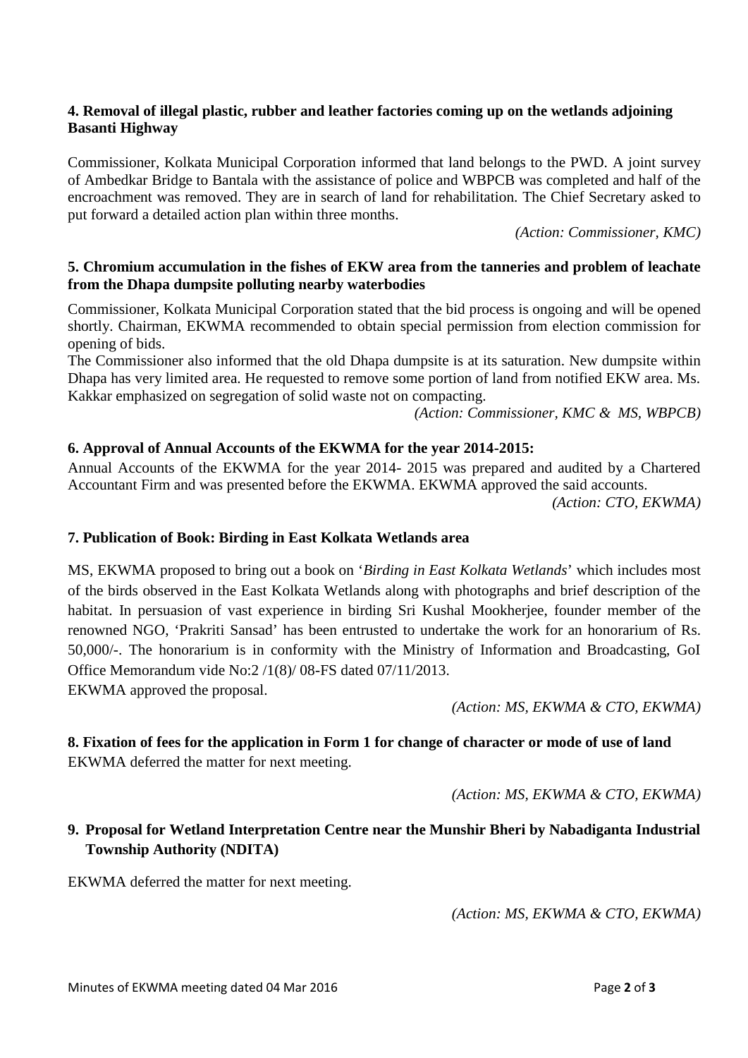**4. Removal of illegal plastic, rubber and leather factories coming up on the wetlands adjoining Basanti Highway**

Commissioner, Kolkata Municipal Corporation informed that land belongs to the PWD. A joint survey of Ambedkar Bridge to Bantala with the assistance of police and WBPCB was completed and half of the encroachment was removed. They are in search of land for rehabilitation. The Chief Secretary asked to put forward a detailed action plan within three months.

*(Action: Commissioner, KMC)*

**5. Chromium accumulation in the fishes of EKW area from the tanneries and problem of leachate from the Dhapa dumpsite polluting nearby waterbodies**

Commissioner, Kolkata Municipal Corporation stated that the bid process is ongoing and will be opened shortly. Chairman, EKWMA recommended to obtain special permission from election commission for opening of bids.

The Commissioner also informed that the old Dhapa dumpsite is at its saturation. New dumpsite within Dhapa has very limited area. He requested to remove some portion of land from notified EKW area. Ms. Kakkar emphasized on segregation of solid waste not on compacting.

*(Action: Commissioner, KMC & MS, WBPCB)*

**6. Approval of Annual Accounts of the EKWMA for the year 2014-2015:**

Annual Accounts of the EKWMA for the year 2014- 2015 was prepared and audited by a Chartered Accountant Firm and was presented before the EKWMA. EKWMA approved the said accounts.

*(Action: CTO, EKWMA)*

**7. Publication of Book: Birding in East Kolkata Wetlands area**

MS, EKWMA proposed to bring out a book on '*Birding in East Kolkata Wetlands*' which includes most of the birds observed in the East Kolkata Wetlands along with photographs and brief description of the habitat. In persuasion of vast experience in birding Sri Kushal Mookherjee, founder member of the renowned NGO, 'Prakriti Sansad' has been entrusted to undertake the work for an honorarium of Rs. 50,000/-. The honorarium is in conformity with the Ministry of Information and Broadcasting, GoI Office Memorandum vide No:2 /1(8)/ 08-FS dated 07/11/2013.

EKWMA approved the proposal.

*(Action: MS, EKWMA & CTO, EKWMA)*

**8. Fixation of fees for the application in Form 1 for change of character or mode of use of land**

EKWMA deferred the matter for next meeting.

*(Action: MS, EKWMA & CTO, EKWMA)*

**9. Proposal for Wetland Interpretation Centre near the Munshir Bheri by Nabadiganta Industrial Township Authority (NDITA)**

EKWMA deferred the matter for next meeting.

*(Action: MS, EKWMA & CTO, EKWMA)*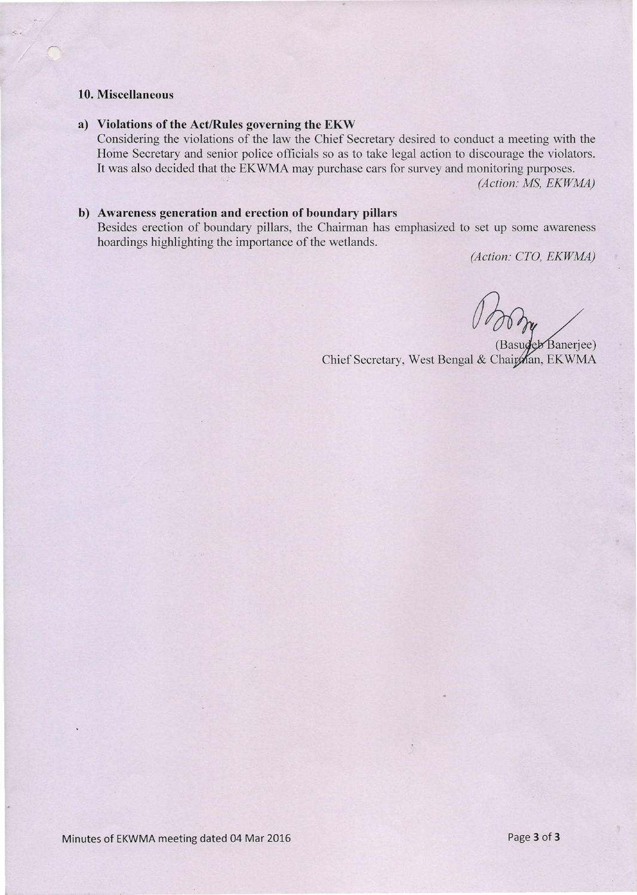## 10. Miscellaneous

### a) Violations of the Act/Rules governing the EKW

Considering the violations of the law the Chief Secretary desired to conduct a meeting with the Home Secretary and senior police officials so as to take legal action to discourage the violators. It was also decided that the EKWMA may purchase cars for survey and monitoring purposes.

*(Action: MS, EKWMA)*

### b) Awareness generation and erection of boundary pillars

Besides erection of boundary pillars, the Chairman has emphasized to set up some awareness hoardings highlighting the importance of the wetlands.

*(Action: CTO, EKWMA)*

(Basudeb Banerjee)
Chief Secretary, West Bengal & Chairman, EKWMA

Minutes of EKWMA meeting dated 04 Mar 2016